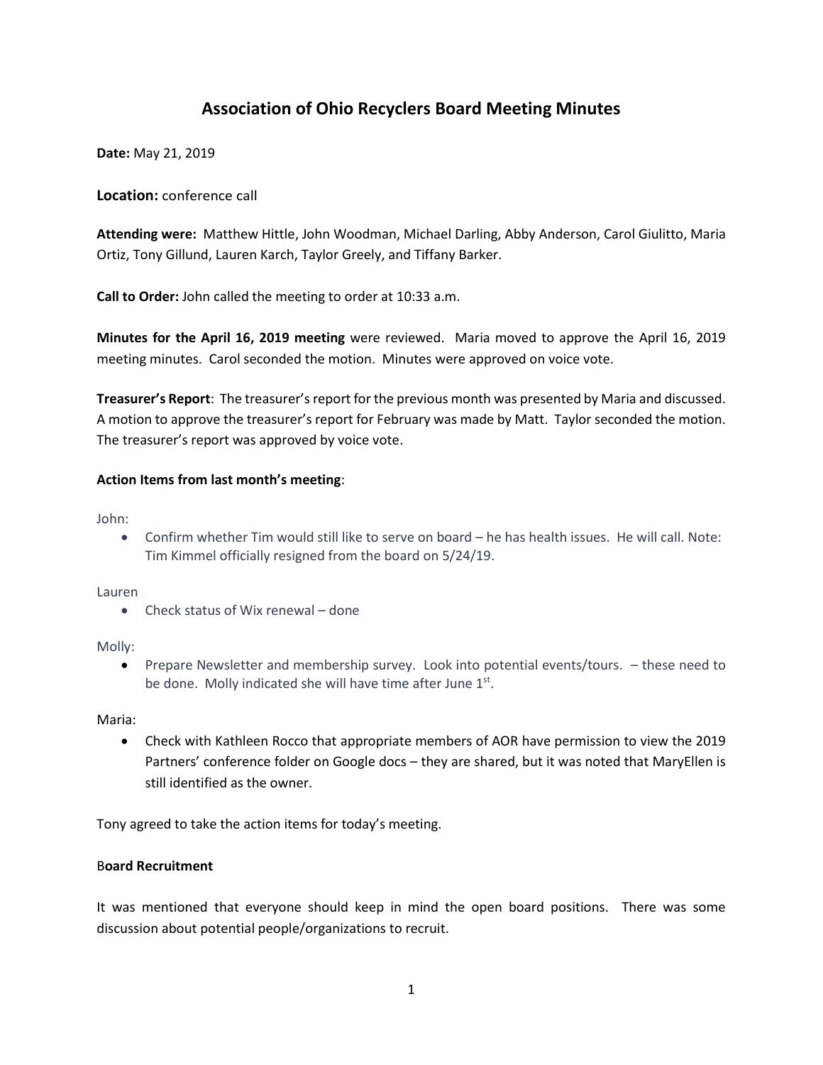# Association of Ohio Recyclers Board Meeting Minutes

**Date:** May 21, 2019

**Location:** conference call

**Attending were:** Matthew Hittle, John Woodman, Michael Darling, Abby Anderson, Carol Giulitto, Maria Ortiz, Tony Gillund, Lauren Karch, Taylor Greely, and Tiffany Barker.

**Call to Order:** John called the meeting to order at 10:33 a.m.

**Minutes for the April 16, 2019 meeting** were reviewed. Maria moved to approve the April 16, 2019 meeting minutes. Carol seconded the motion. Minutes were approved on voice vote.

**Treasurer's Report**: The treasurer's report for the previous month was presented by Maria and discussed. A motion to approve the treasurer's report for February was made by Matt. Taylor seconded the motion. The treasurer's report was approved by voice vote.

**Action Items from last month's meeting**:

John:

- Confirm whether Tim would still like to serve on board – he has health issues. He will call. Note: Tim Kimmel officially resigned from the board on 5/24/19.

Lauren

- Check status of Wix renewal – done

Molly:

- Prepare Newsletter and membership survey. Look into potential events/tours. – these need to be done. Molly indicated she will have time after June 1st.

Maria:

- Check with Kathleen Rocco that appropriate members of AOR have permission to view the 2019 Partners' conference folder on Google docs – they are shared, but it was noted that MaryEllen is still identified as the owner.

Tony agreed to take the action items for today's meeting.

**Board Recruitment**

It was mentioned that everyone should keep in mind the open board positions. There was some discussion about potential people/organizations to recruit.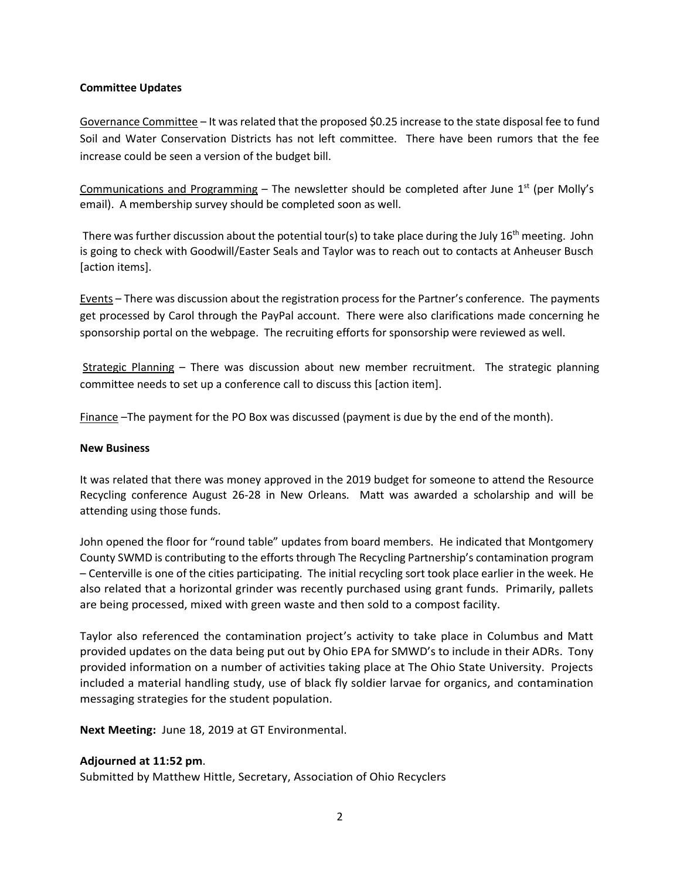**Committee Updates**

Governance Committee – It was related that the proposed $0.25 increase to the state disposal fee to fund Soil and Water Conservation Districts has not left committee. There have been rumors that the fee increase could be seen a version of the budget bill.

Communications and Programming – The newsletter should be completed after June 1st (per Molly's email). A membership survey should be completed soon as well.

There was further discussion about the potential tour(s) to take place during the July 16th meeting. John is going to check with Goodwill/Easter Seals and Taylor was to reach out to contacts at Anheuser Busch [action items].

Events – There was discussion about the registration process for the Partner's conference. The payments get processed by Carol through the PayPal account. There were also clarifications made concerning he sponsorship portal on the webpage. The recruiting efforts for sponsorship were reviewed as well.

Strategic Planning – There was discussion about new member recruitment. The strategic planning committee needs to set up a conference call to discuss this [action item].

Finance –The payment for the PO Box was discussed (payment is due by the end of the month).

**New Business**

It was related that there was money approved in the 2019 budget for someone to attend the Resource Recycling conference August 26-28 in New Orleans. Matt was awarded a scholarship and will be attending using those funds.

John opened the floor for "round table" updates from board members. He indicated that Montgomery County SWMD is contributing to the efforts through The Recycling Partnership's contamination program – Centerville is one of the cities participating. The initial recycling sort took place earlier in the week. He also related that a horizontal grinder was recently purchased using grant funds. Primarily, pallets are being processed, mixed with green waste and then sold to a compost facility.

Taylor also referenced the contamination project's activity to take place in Columbus and Matt provided updates on the data being put out by Ohio EPA for SMWD's to include in their ADRs. Tony provided information on a number of activities taking place at The Ohio State University. Projects included a material handling study, use of black fly soldier larvae for organics, and contamination messaging strategies for the student population.

**Next Meeting:** June 18, 2019 at GT Environmental.

**Adjourned at 11:52 pm**.
Submitted by Matthew Hittle, Secretary, Association of Ohio Recyclers